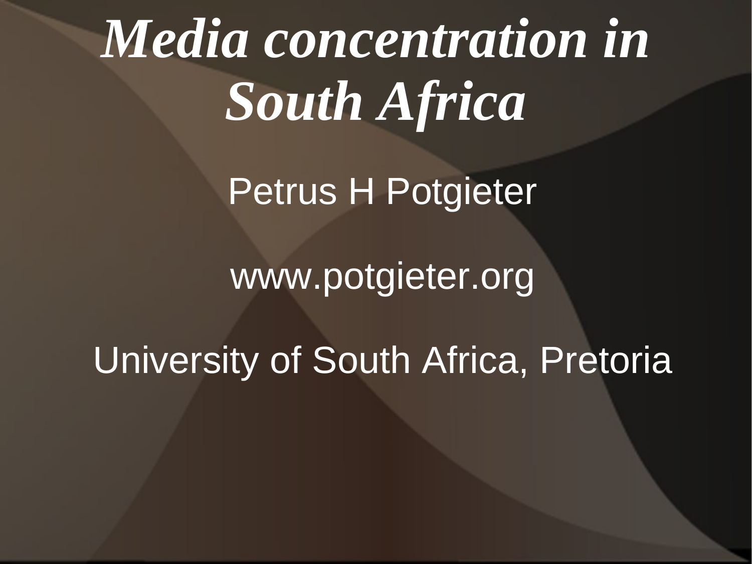# *Media concentration in South Africa*

Petrus H Potgieter

www.potgieter.org

University of South Africa, Pretoria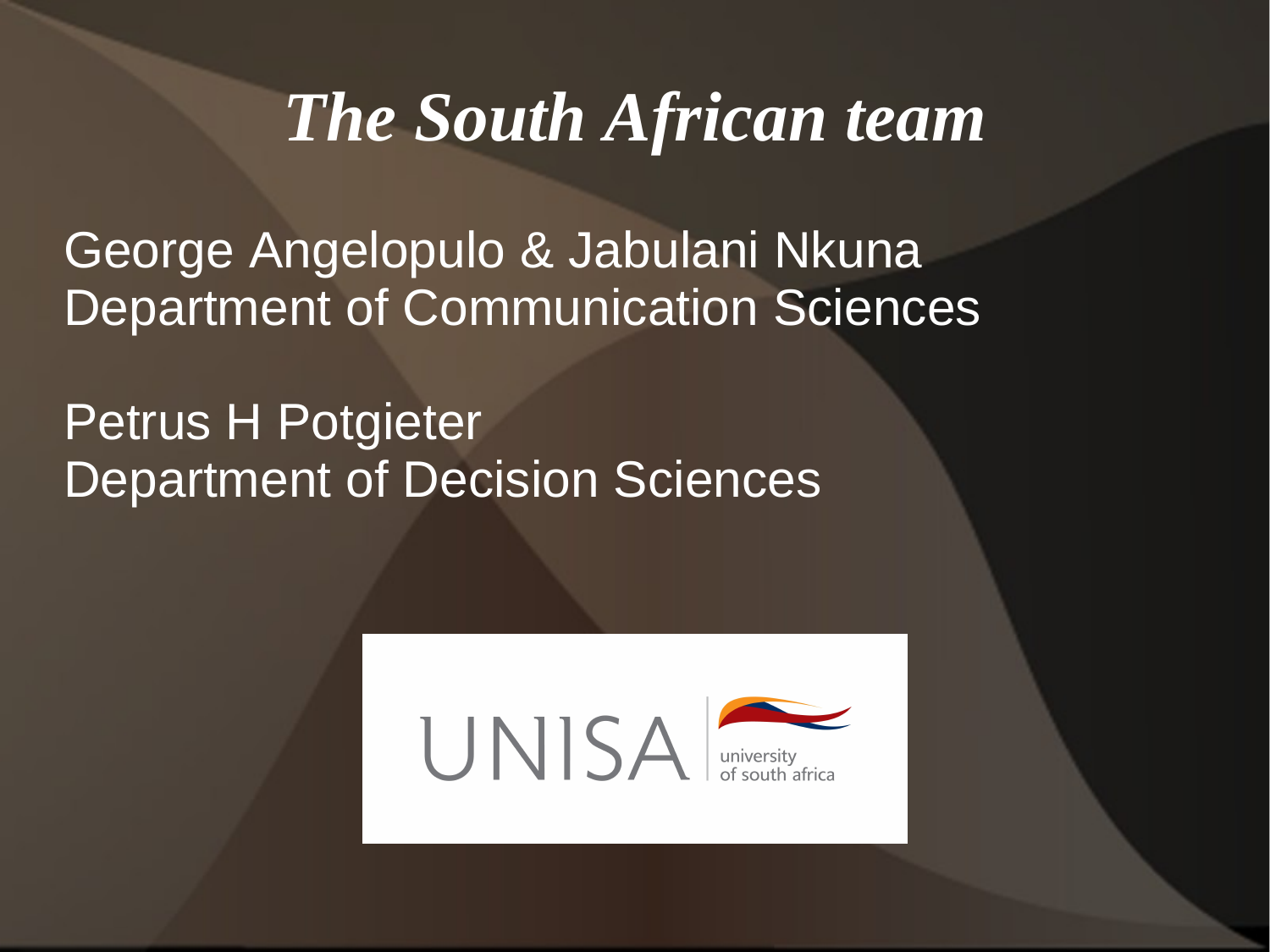# *The South African team*

George Angelopulo & Jabulani Nkuna
Department of Communication Sciences

Petrus H Potgieter
Department of Decision Sciences

UNISA university of south africa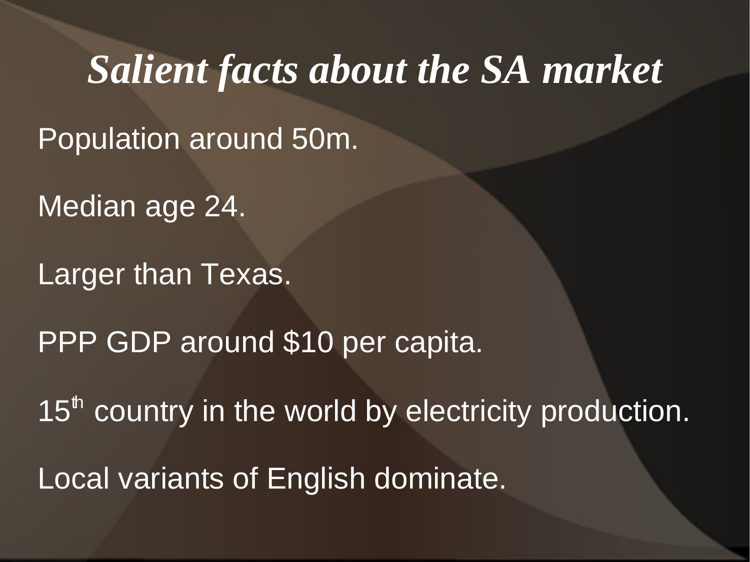# *Salient facts about the SA market*

Population around 50m.

Median age 24.

Larger than Texas.

PPP GDP around $10 per capita.

15th country in the world by electricity production.

Local variants of English dominate.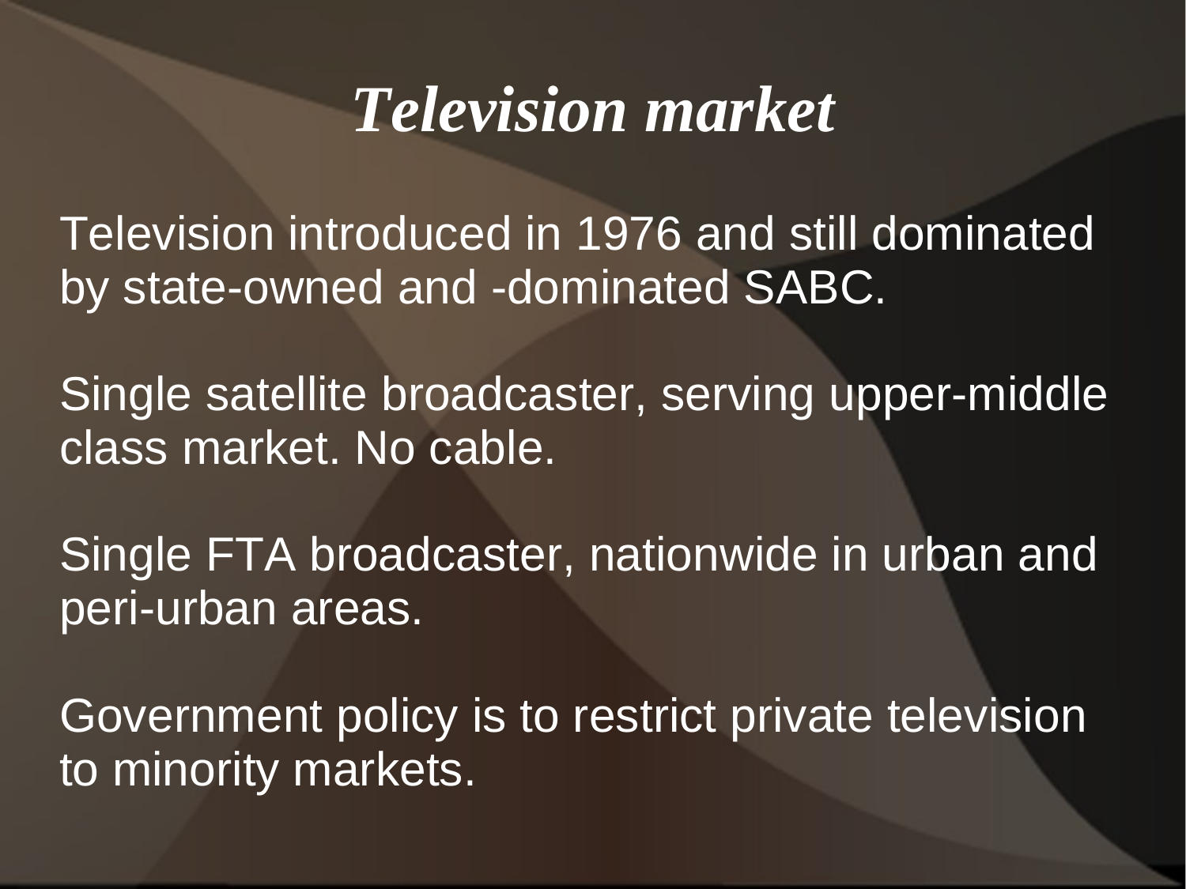# *Television market*

Television introduced in 1976 and still dominated by state-owned and -dominated SABC.

Single satellite broadcaster, serving upper-middle class market. No cable.

Single FTA broadcaster, nationwide in urban and peri-urban areas.

Government policy is to restrict private television to minority markets.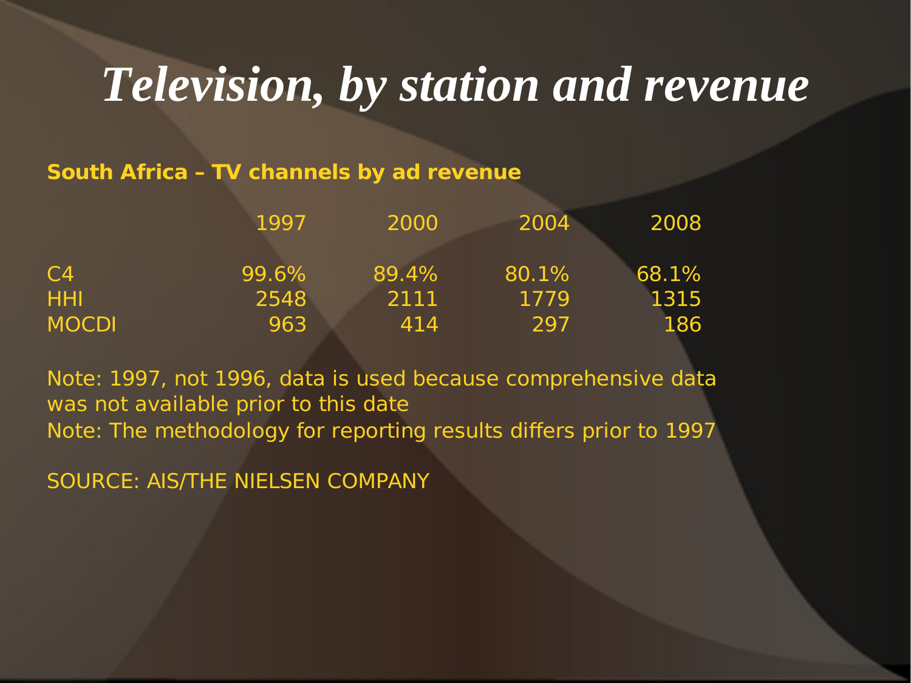# *Television, by station and revenue*

**South Africa – TV channels by ad revenue**

| | 1997 | 2000 | 2004 | 2008 |
|---|---|---|---|---|
| C4 | 99.6% | 89.4% | 80.1% | 68.1% |
| HHI | 2548 | 2111 | 1779 | 1315 |
| MOCDI | 963 | 414 | 297 | 186 |

Note: 1997, not 1996, data is used because comprehensive data was not available prior to this date
Note: The methodology for reporting results differs prior to 1997

SOURCE: AIS/THE NIELSEN COMPANY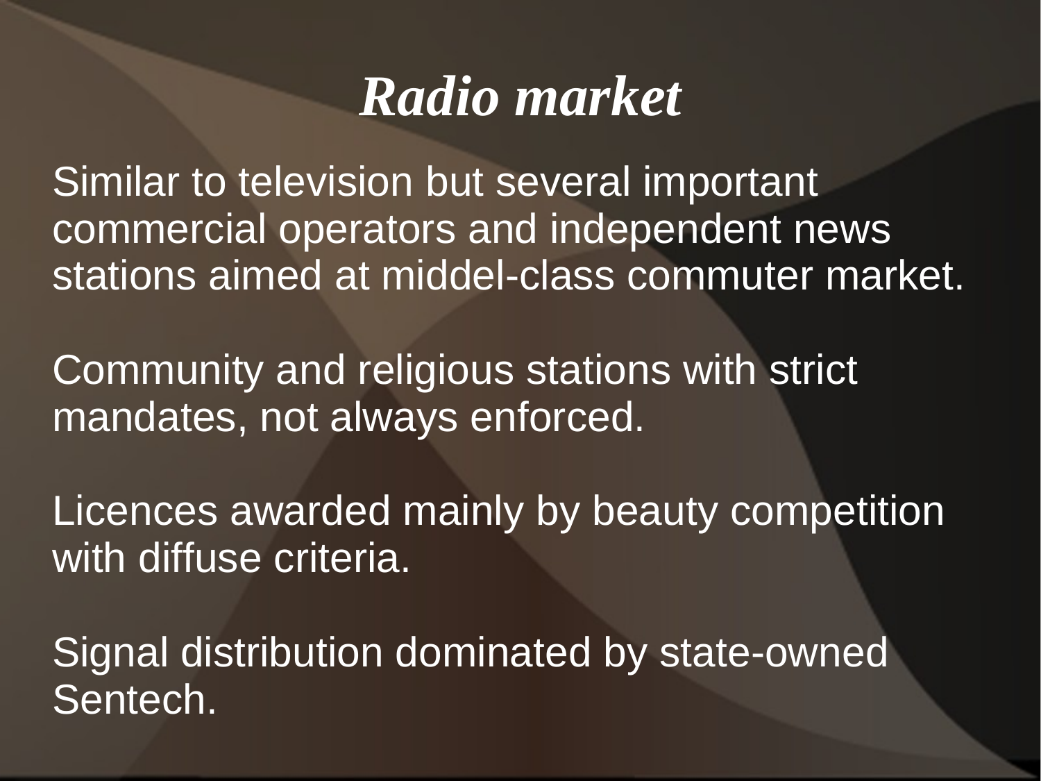# *Radio market*

Similar to television but several important commercial operators and independent news stations aimed at middel-class commuter market.

Community and religious stations with strict mandates, not always enforced.

Licences awarded mainly by beauty competition with diffuse criteria.

Signal distribution dominated by state-owned Sentech.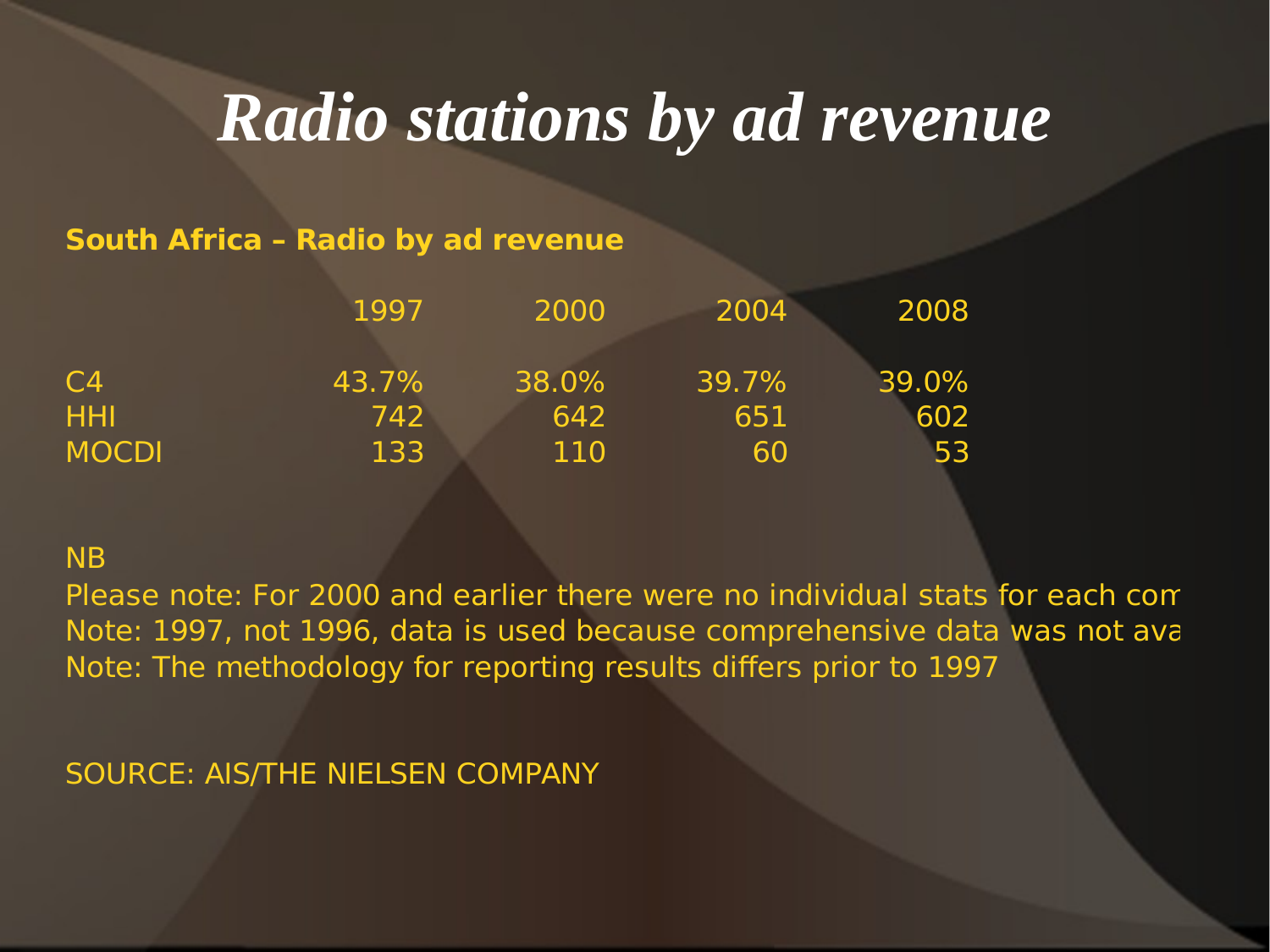# *Radio stations by ad revenue*

**South Africa – Radio by ad revenue**

| | 1997 | 2000 | 2004 | 2008 |
|---|---|---|---|---|
| C4 | 43.7% | 38.0% | 39.7% | 39.0% |
| HHI | 742 | 642 | 651 | 602 |
| MOCDI | 133 | 110 | 60 | 53 |

NB

Please note: For 2000 and earlier there were no individual stats for each com

Note: 1997, not 1996, data is used because comprehensive data was not ava

Note: The methodology for reporting results differs prior to 1997

SOURCE: AIS/THE NIELSEN COMPANY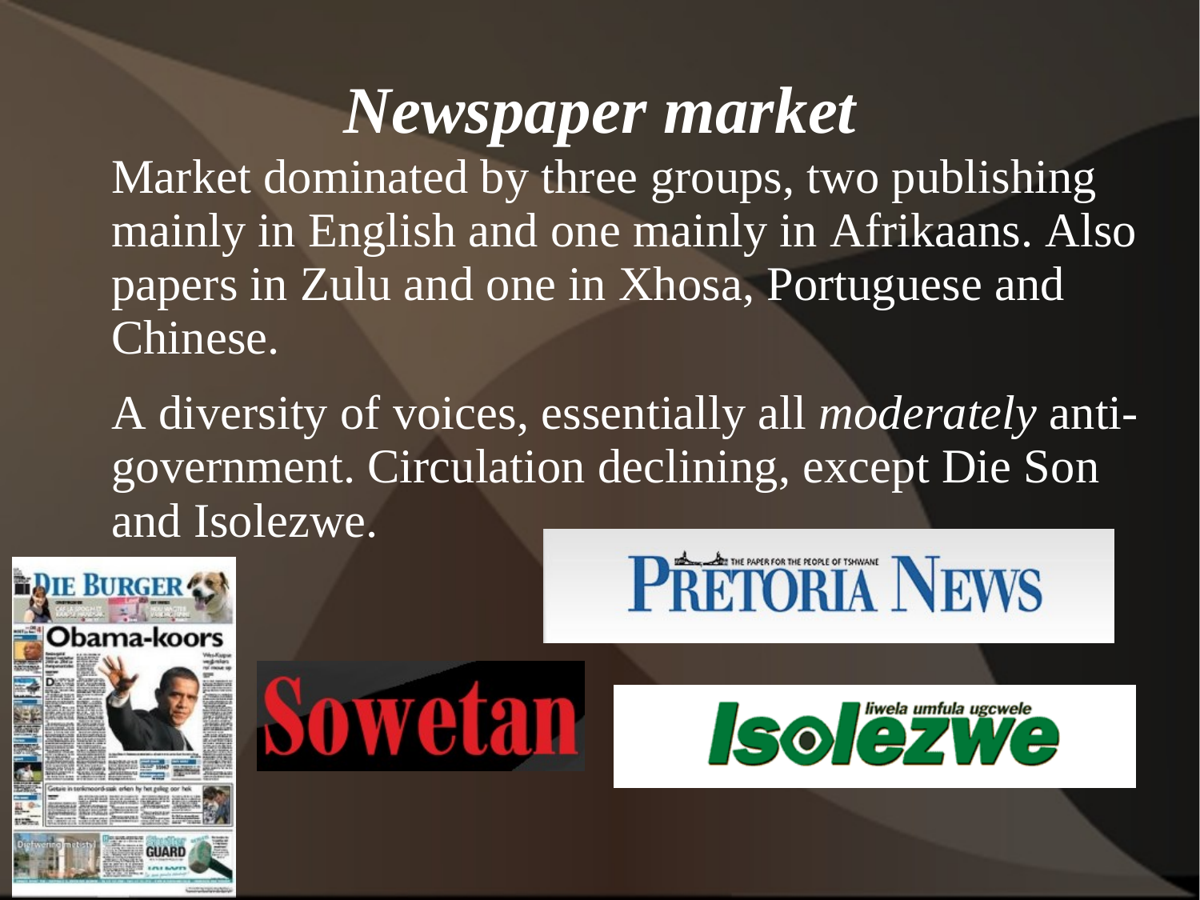# *Newspaper market*

Market dominated by three groups, two publishing mainly in English and one mainly in Afrikaans. Also papers in Zulu and one in Xhosa, Portuguese and Chinese.

A diversity of voices, essentially all *moderately* anti-government. Circulation declining, except Die Son and Isolezwe.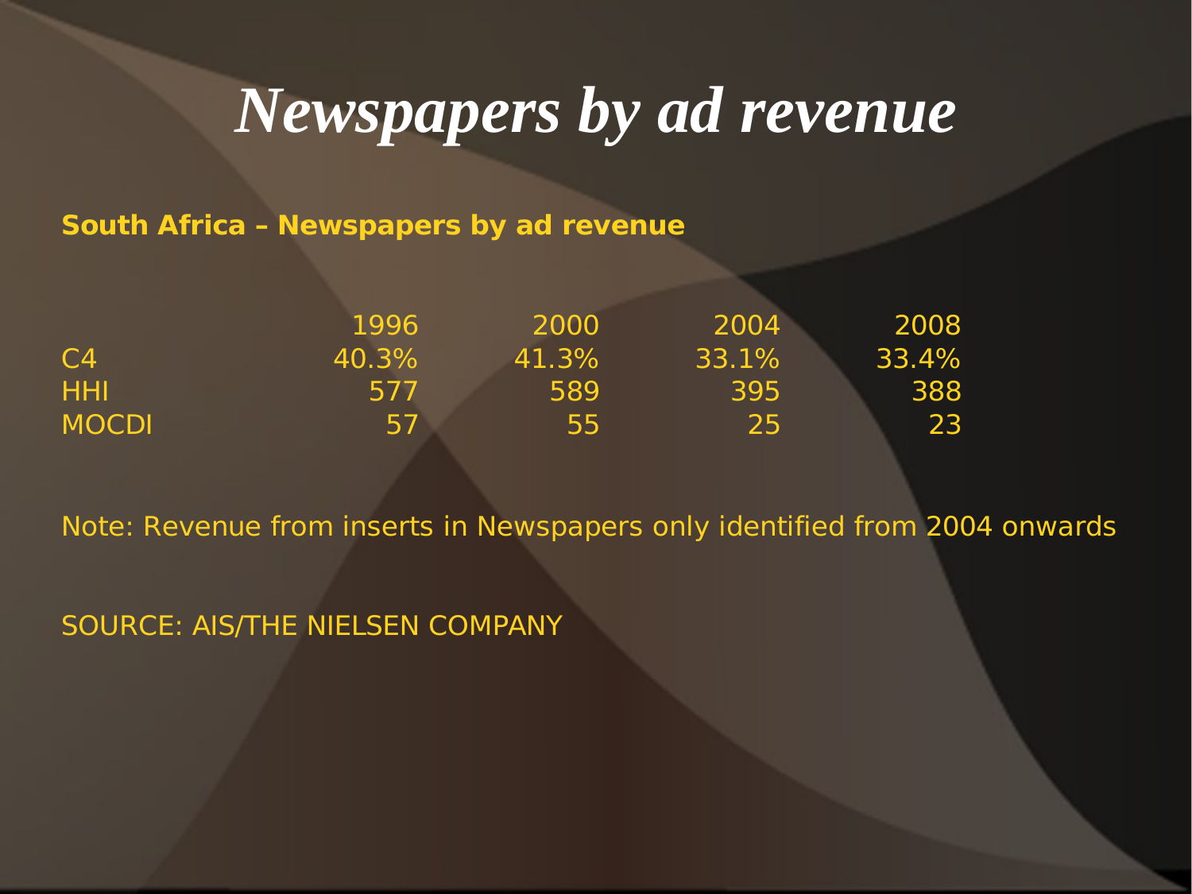# Newspapers by ad revenue

**South Africa – Newspapers by ad revenue**

| | 1996 | 2000 | 2004 | 2008 |
|---|---|---|---|---|
| C4 | 40.3% | 41.3% | 33.1% | 33.4% |
| HHI | 577 | 589 | 395 | 388 |
| MOCDI | 57 | 55 | 25 | 23 |

Note: Revenue from inserts in Newspapers only identified from 2004 onwards

SOURCE: AIS/THE NIELSEN COMPANY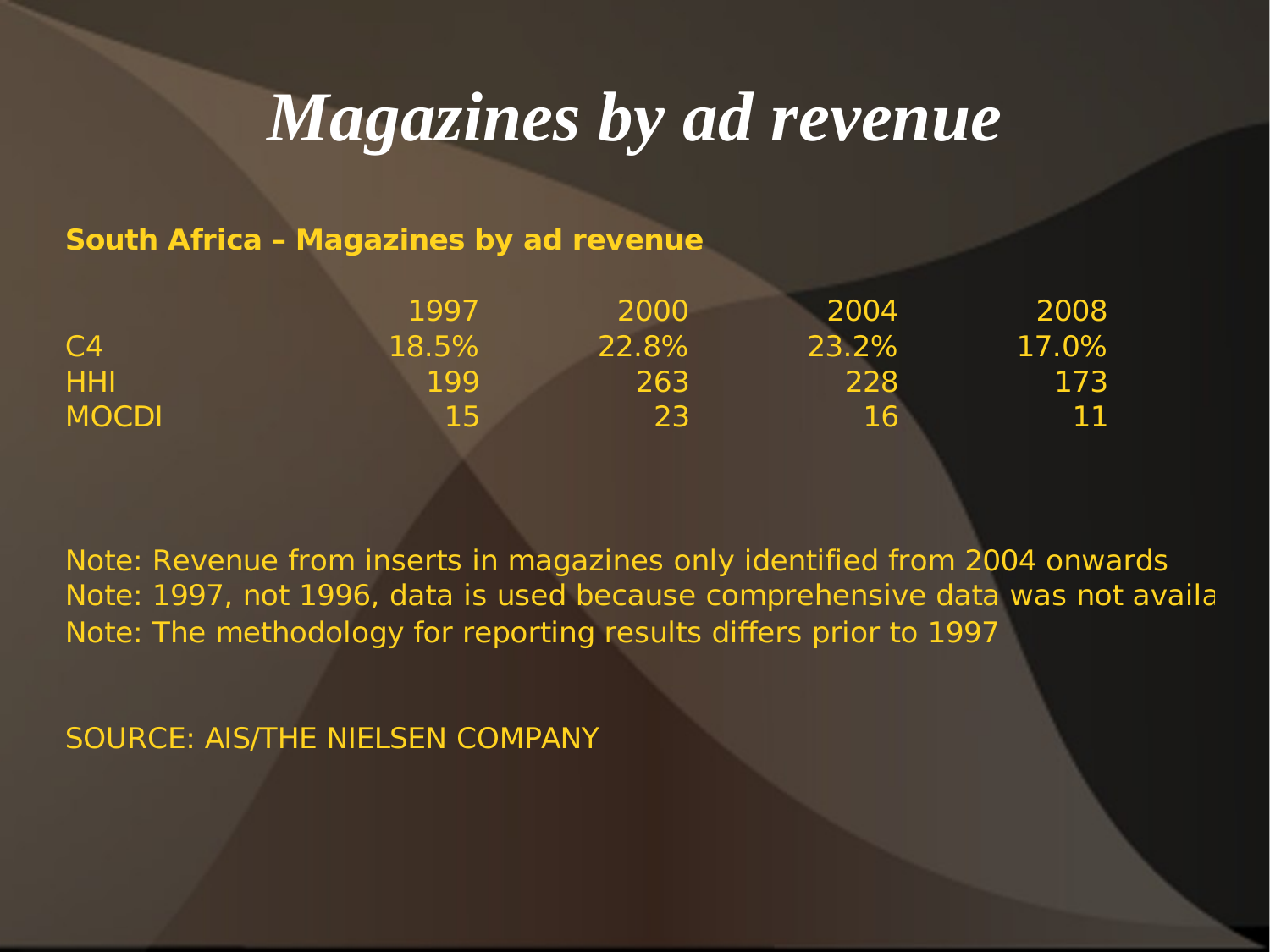# Magazines by ad revenue

**South Africa – Magazines by ad revenue**

| | 1997 | 2000 | 2004 | 2008 |
|---|---|---|---|---|
| C4 | 18.5% | 22.8% | 23.2% | 17.0% |
| HHI | 199 | 263 | 228 | 173 |
| MOCDI | 15 | 23 | 16 | 11 |

Note: Revenue from inserts in magazines only identified from 2004 onwards
Note: 1997, not 1996, data is used because comprehensive data was not availa
Note: The methodology for reporting results differs prior to 1997

SOURCE: AIS/THE NIELSEN COMPANY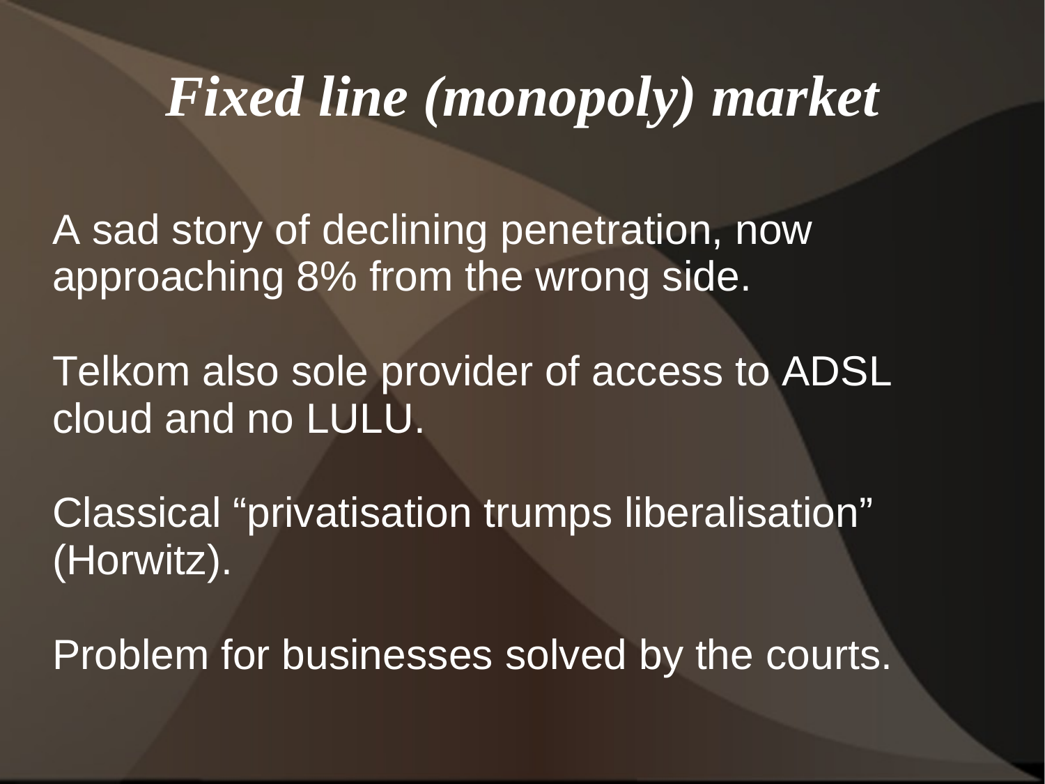# *Fixed line (monopoly) market*

A sad story of declining penetration, now approaching 8% from the wrong side.

Telkom also sole provider of access to ADSL cloud and no LULU.

Classical “privatisation trumps liberalisation” (Horwitz).

Problem for businesses solved by the courts.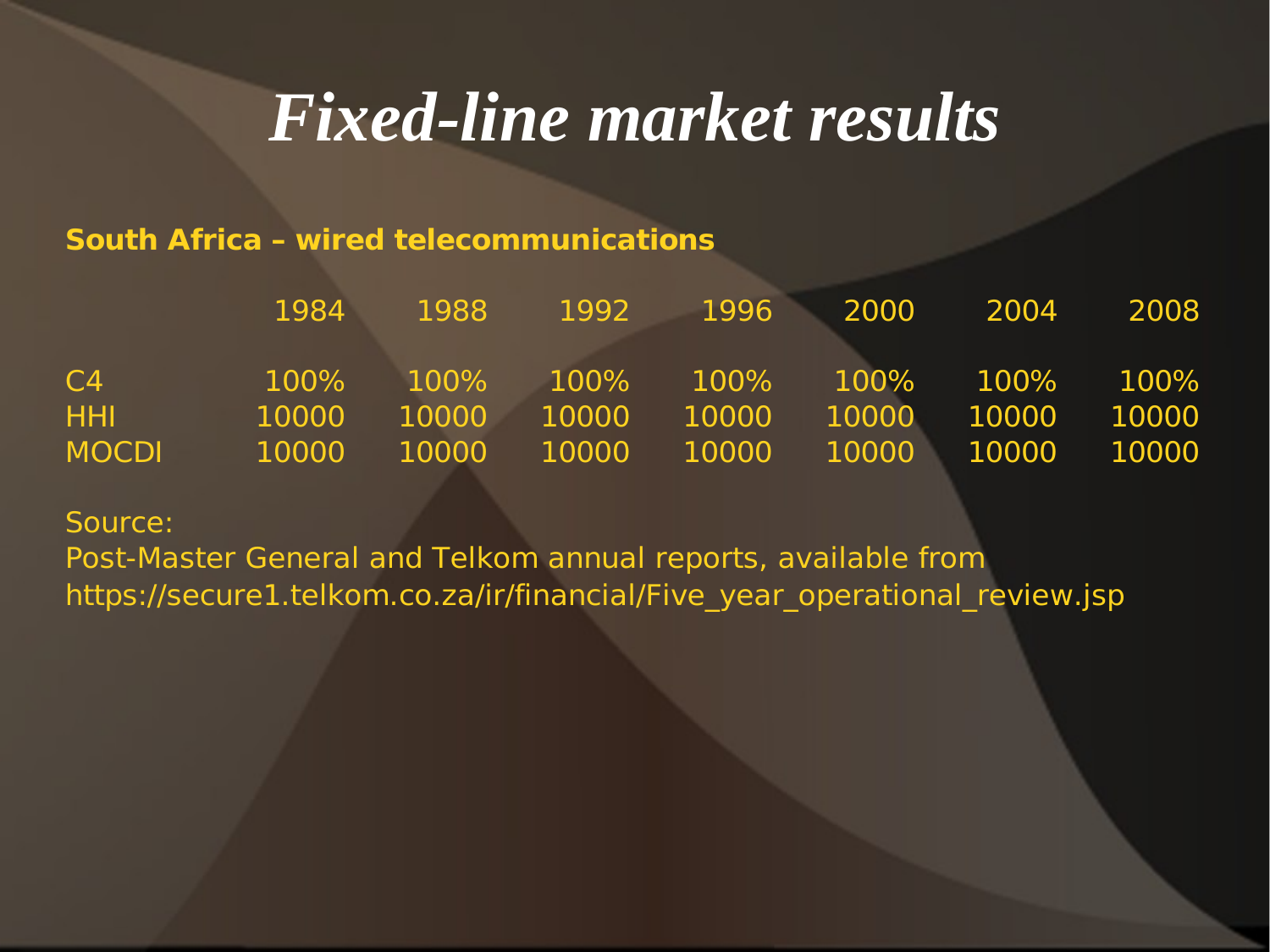# *Fixed-line market results*

**South Africa – wired telecommunications**

| | 1984 | 1988 | 1992 | 1996 | 2000 | 2004 | 2008 |
|---|---|---|---|---|---|---|---|
| C4 | 100% | 100% | 100% | 100% | 100% | 100% | 100% |
| HHI | 10000 | 10000 | 10000 | 10000 | 10000 | 10000 | 10000 |
| MOCDI | 10000 | 10000 | 10000 | 10000 | 10000 | 10000 | 10000 |

Source:
Post-Master General and Telkom annual reports, available from https://secure1.telkom.co.za/ir/financial/Five_year_operational_review.jsp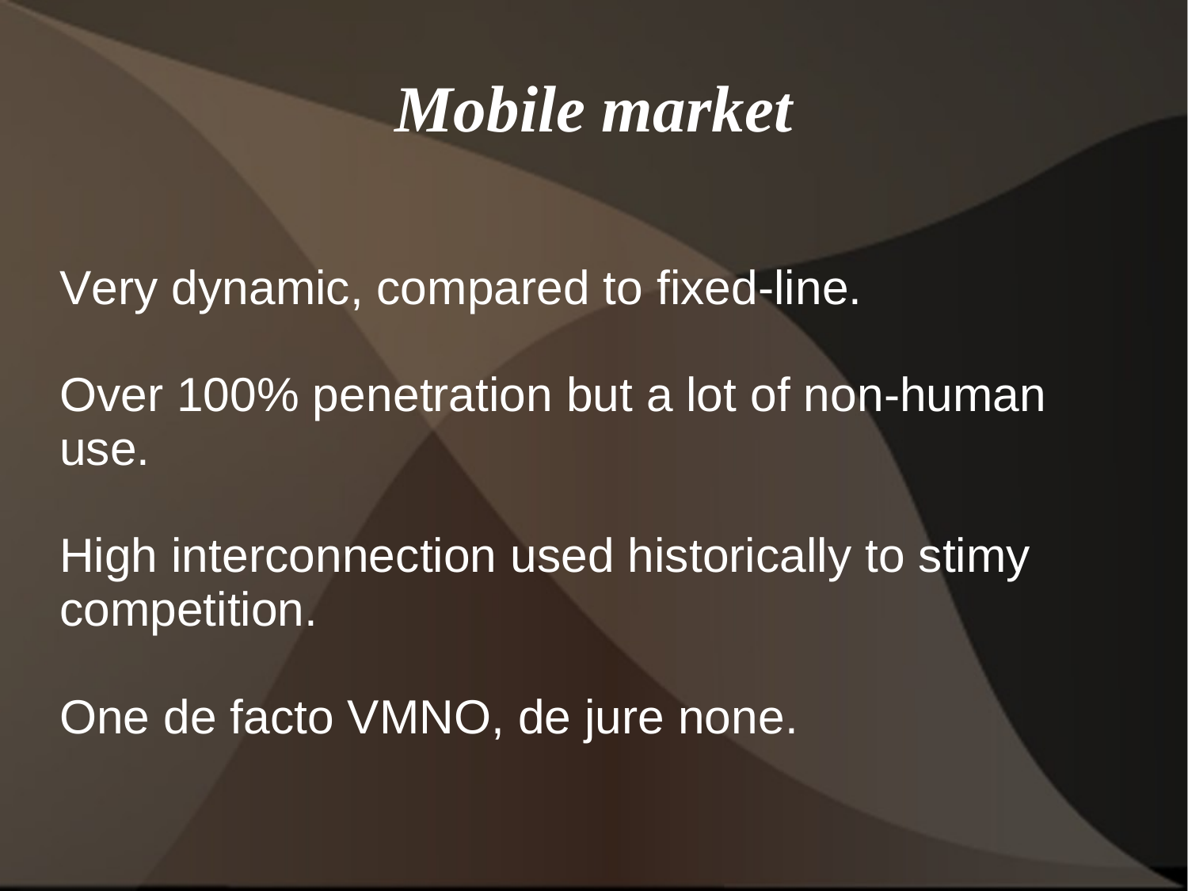# *Mobile market*

Very dynamic, compared to fixed-line.

Over 100% penetration but a lot of non-human use.

High interconnection used historically to stimy competition.

One de facto VMNO, de jure none.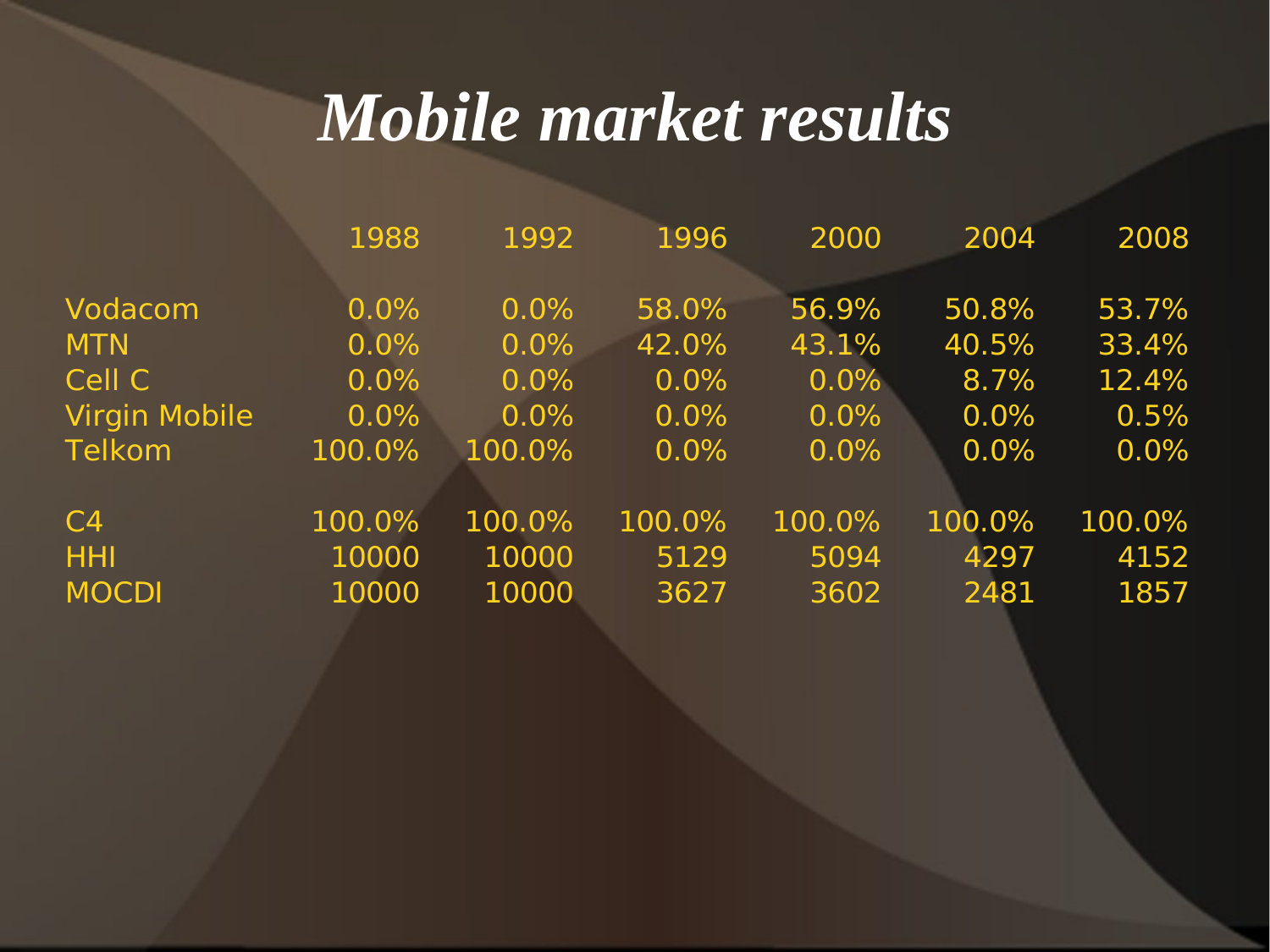# *Mobile market results*

| | 1988 | 1992 | 1996 | 2000 | 2004 | 2008 |
|---|---|---|---|---|---|---|
| Vodacom | 0.0% | 0.0% | 58.0% | 56.9% | 50.8% | 53.7% |
| MTN | 0.0% | 0.0% | 42.0% | 43.1% | 40.5% | 33.4% |
| Cell C | 0.0% | 0.0% | 0.0% | 0.0% | 8.7% | 12.4% |
| Virgin Mobile | 0.0% | 0.0% | 0.0% | 0.0% | 0.0% | 0.5% |
| Telkom | 100.0% | 100.0% | 0.0% | 0.0% | 0.0% | 0.0% |
| | | | | | | |
| C4 | 100.0% | 100.0% | 100.0% | 100.0% | 100.0% | 100.0% |
| HHI | 10000 | 10000 | 5129 | 5094 | 4297 | 4152 |
| MOCDI | 10000 | 10000 | 3627 | 3602 | 2481 | 1857 |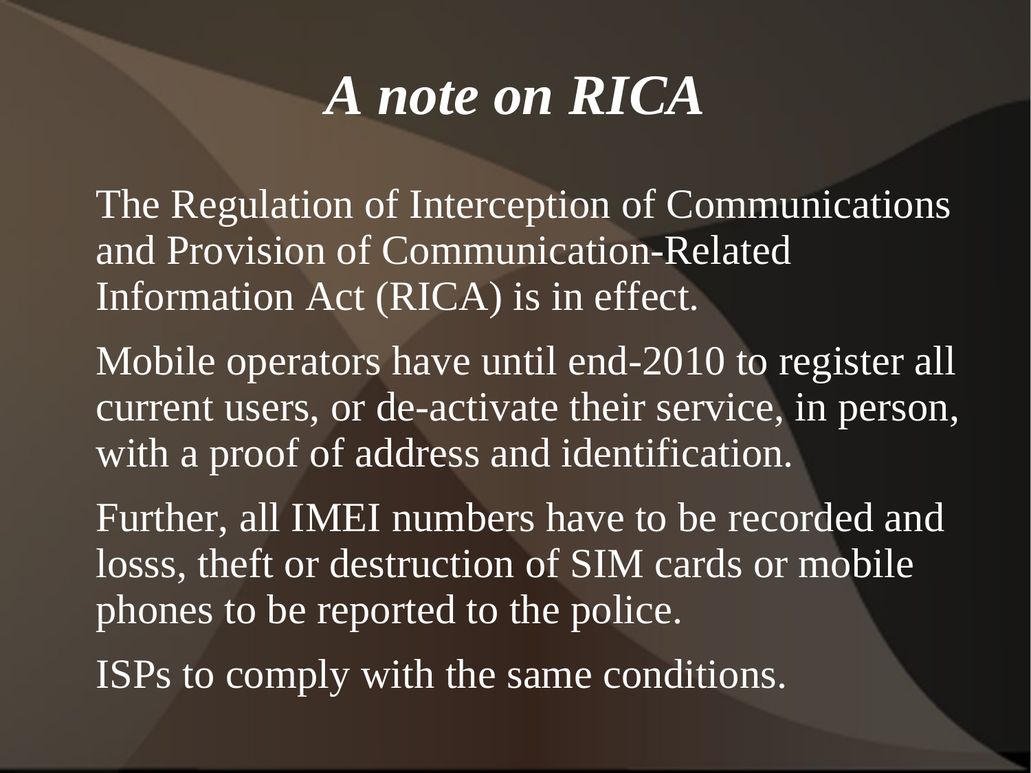# *A note on RICA*

The Regulation of Interception of Communications and Provision of Communication-Related Information Act (RICA) is in effect.

Mobile operators have until end-2010 to register all current users, or de-activate their service, in person, with a proof of address and identification.

Further, all IMEI numbers have to be recorded and losss, theft or destruction of SIM cards or mobile phones to be reported to the police.

ISPs to comply with the same conditions.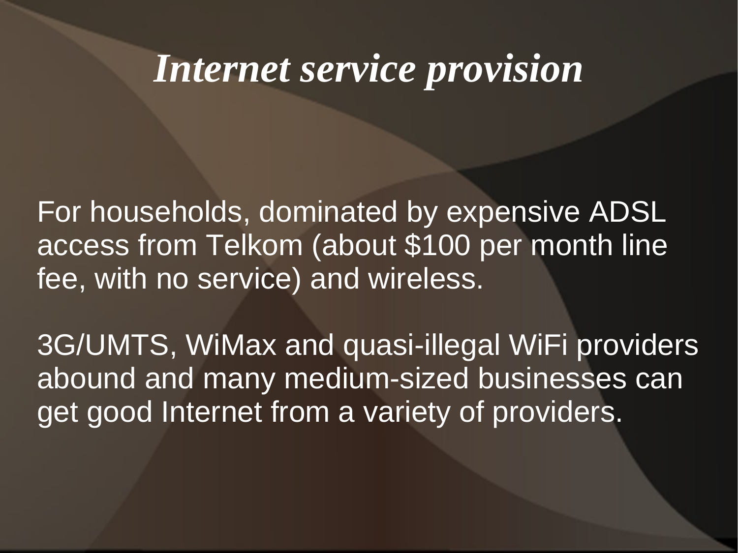# *Internet service provision*

For households, dominated by expensive ADSL access from Telkom (about $100 per month line fee, with no service) and wireless.

3G/UMTS, WiMax and quasi-illegal WiFi providers abound and many medium-sized businesses can get good Internet from a variety of providers.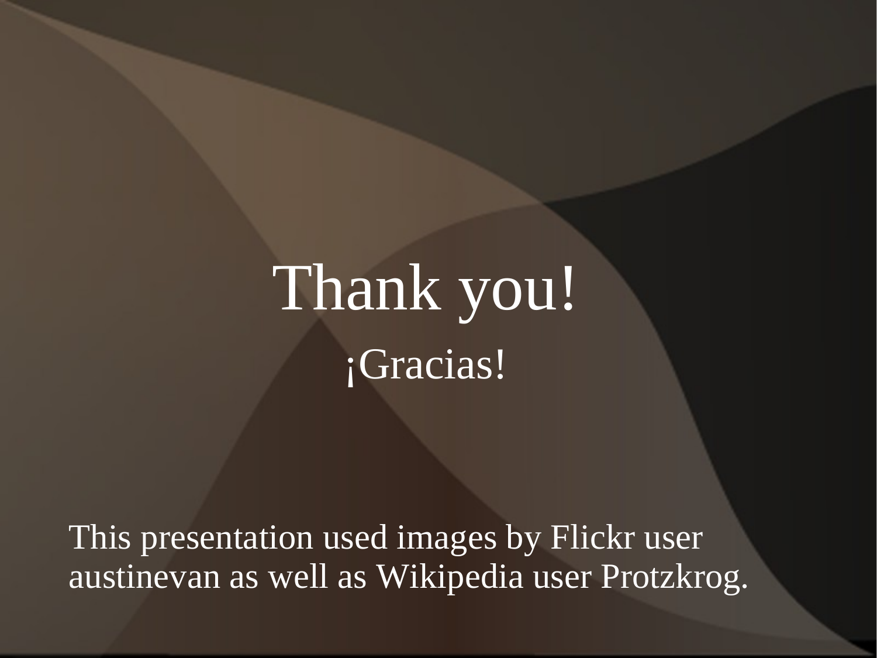# Thank you!

¡Gracias!

This presentation used images by Flickr user austinevan as well as Wikipedia user Protzkrog.